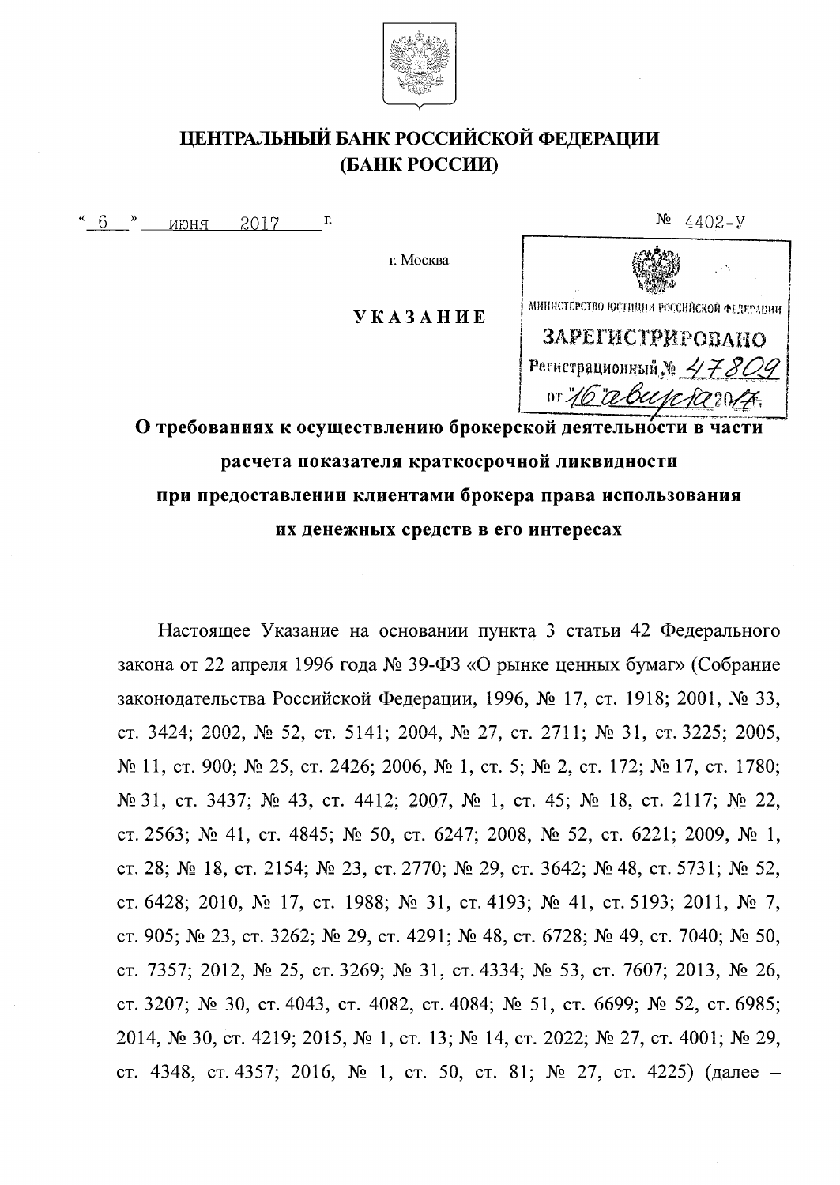# ЦЕНТРАЛЬНЫЙ БАНК РОССИЙСКОЙ ФЕДЕРАЦИИ
# (БАНК РОССИИ)

« 6 » июня 2017 г. № 4402-У

г. Москва

МИНИСТЕРСТВО ЮСТИЦИИ РОССИЙСКОЙ ФЕДЕРАЦИИ
ЗАРЕГИСТРИРОВАНО
Регистрационный № 47809
от "16" августа 2017.

## УКАЗАНИЕ

## О требованиях к осуществлению брокерской деятельности в части расчета показателя краткосрочной ликвидности при предоставлении клиентами брокера права использования их денежных средств в его интересах

Настоящее Указание на основании пункта 3 статьи 42 Федерального закона от 22 апреля 1996 года № 39-ФЗ «О рынке ценных бумаг» (Собрание законодательства Российской Федерации, 1996, № 17, ст. 1918; 2001, № 33, ст. 3424; 2002, № 52, ст. 5141; 2004, № 27, ст. 2711; № 31, ст. 3225; 2005, № 11, ст. 900; № 25, ст. 2426; 2006, № 1, ст. 5; № 2, ст. 172; № 17, ст. 1780; № 31, ст. 3437; № 43, ст. 4412; 2007, № 1, ст. 45; № 18, ст. 2117; № 22, ст. 2563; № 41, ст. 4845; № 50, ст. 6247; 2008, № 52, ст. 6221; 2009, № 1, ст. 28; № 18, ст. 2154; № 23, ст. 2770; № 29, ст. 3642; № 48, ст. 5731; № 52, ст. 6428; 2010, № 17, ст. 1988; № 31, ст. 4193; № 41, ст. 5193; 2011, № 7, ст. 905; № 23, ст. 3262; № 29, ст. 4291; № 48, ст. 6728; № 49, ст. 7040; № 50, ст. 7357; 2012, № 25, ст. 3269; № 31, ст. 4334; № 53, ст. 7607; 2013, № 26, ст. 3207; № 30, ст. 4043, ст. 4082, ст. 4084; № 51, ст. 6699; № 52, ст. 6985; 2014, № 30, ст. 4219; 2015, № 1, ст. 13; № 14, ст. 2022; № 27, ст. 4001; № 29, ст. 4348, ст. 4357; 2016, № 1, ст. 50, ст. 81; № 27, ст. 4225) (далее –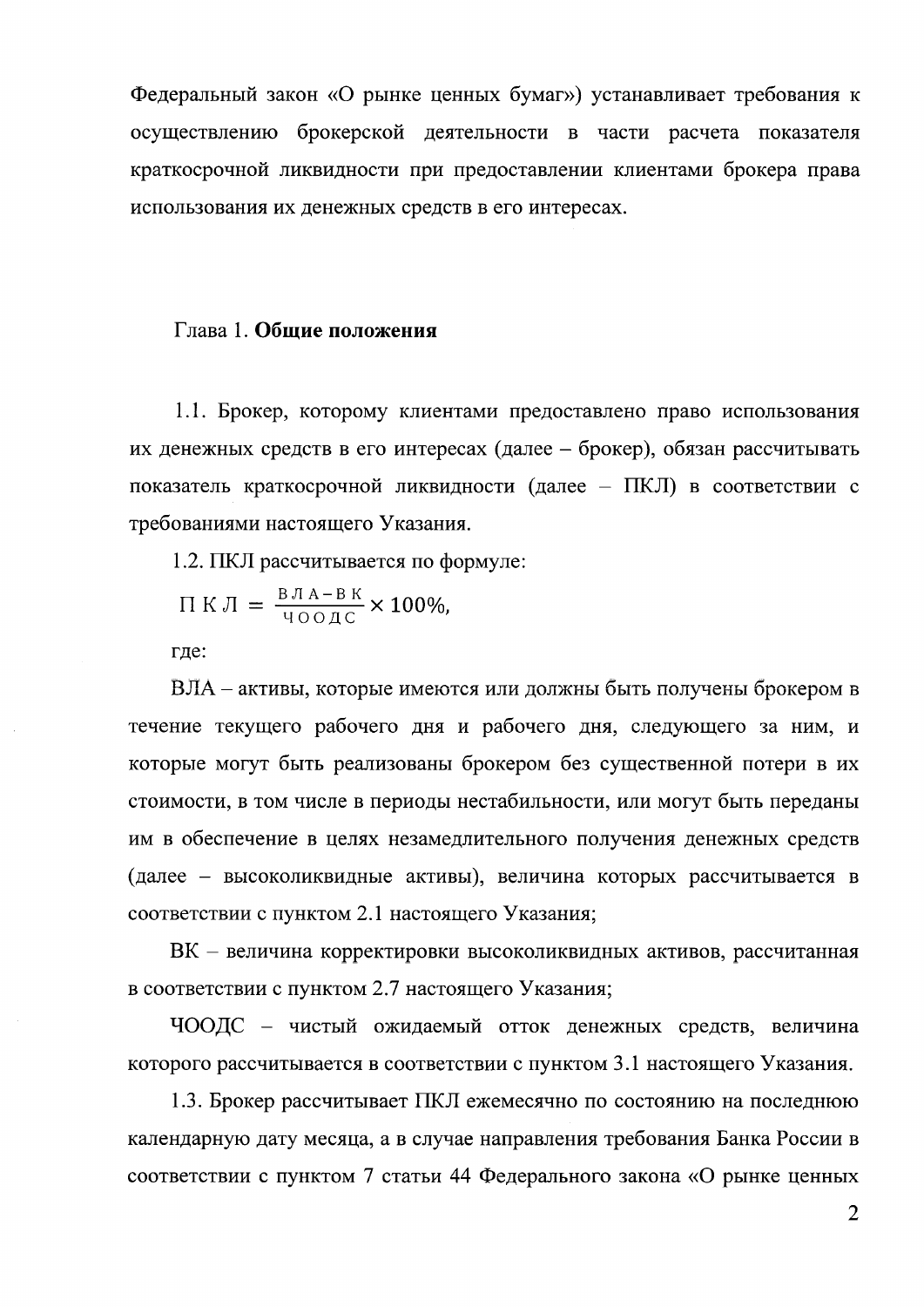Федеральный закон «О рынке ценных бумаг») устанавливает требования к осуществлению брокерской деятельности в части расчета показателя краткосрочной ликвидности при предоставлении клиентами брокера права использования их денежных средств в его интересах.

## Глава 1. **Общие положения**

1.1. Брокер, которому клиентами предоставлено право использования их денежных средств в его интересах (далее – брокер), обязан рассчитывать показатель краткосрочной ликвидности (далее – ПКЛ) в соответствии с требованиями настоящего Указания.

1.2. ПКЛ рассчитывается по формуле:

$$\text{ПКЛ} = \frac{\text{ВЛА} - \text{ВК}}{\text{ЧООДС}} \times 100\%,$$

где:

ВЛА – активы, которые имеются или должны быть получены брокером в течение текущего рабочего дня и рабочего дня, следующего за ним, и которые могут быть реализованы брокером без существенной потери в их стоимости, в том числе в периоды нестабильности, или могут быть переданы им в обеспечение в целях незамедлительного получения денежных средств (далее – высоколиквидные активы), величина которых рассчитывается в соответствии с пунктом 2.1 настоящего Указания;

ВК – величина корректировки высоколиквидных активов, рассчитанная в соответствии с пунктом 2.7 настоящего Указания;

ЧООДС – чистый ожидаемый отток денежных средств, величина которого рассчитывается в соответствии с пунктом 3.1 настоящего Указания.

1.3. Брокер рассчитывает ПКЛ ежемесячно по состоянию на последнюю календарную дату месяца, а в случае направления требования Банка России в соответствии с пунктом 7 статьи 44 Федерального закона «О рынке ценных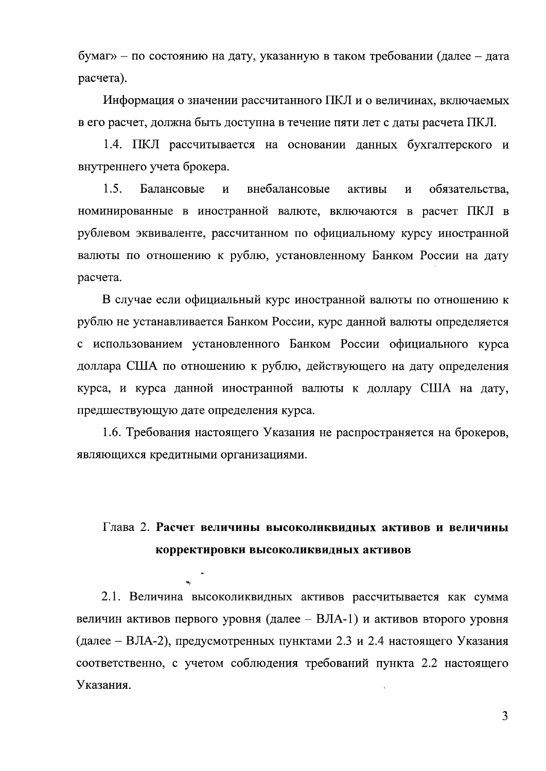бумаг» – по состоянию на дату, указанную в таком требовании (далее – дата расчета).

Информация о значении рассчитанного ПКЛ и о величинах, включаемых в его расчет, должна быть доступна в течение пяти лет с даты расчета ПКЛ.

1.4. ПКЛ рассчитывается на основании данных бухгалтерского и внутреннего учета брокера.

1.5. Балансовые и внебалансовые активы и обязательства, номинированные в иностранной валюте, включаются в расчет ПКЛ в рублевом эквиваленте, рассчитанном по официальному курсу иностранной валюты по отношению к рублю, установленному Банком России на дату расчета.

В случае если официальный курс иностранной валюты по отношению к рублю не устанавливается Банком России, курс данной валюты определяется с использованием установленного Банком России официального курса доллара США по отношению к рублю, действующего на дату определения курса, и курса данной иностранной валюты к доллару США на дату, предшествующую дате определения курса.

1.6. Требования настоящего Указания не распространяется на брокеров, являющихся кредитными организациями.

## Глава 2. **Расчет величины высоколиквидных активов и величины корректировки высоколиквидных активов**

2.1. Величина высоколиквидных активов рассчитывается как сумма величин активов первого уровня (далее – ВЛА-1) и активов второго уровня (далее – ВЛА-2), предусмотренных пунктами 2.3 и 2.4 настоящего Указания соответственно, с учетом соблюдения требований пункта 2.2 настоящего Указания.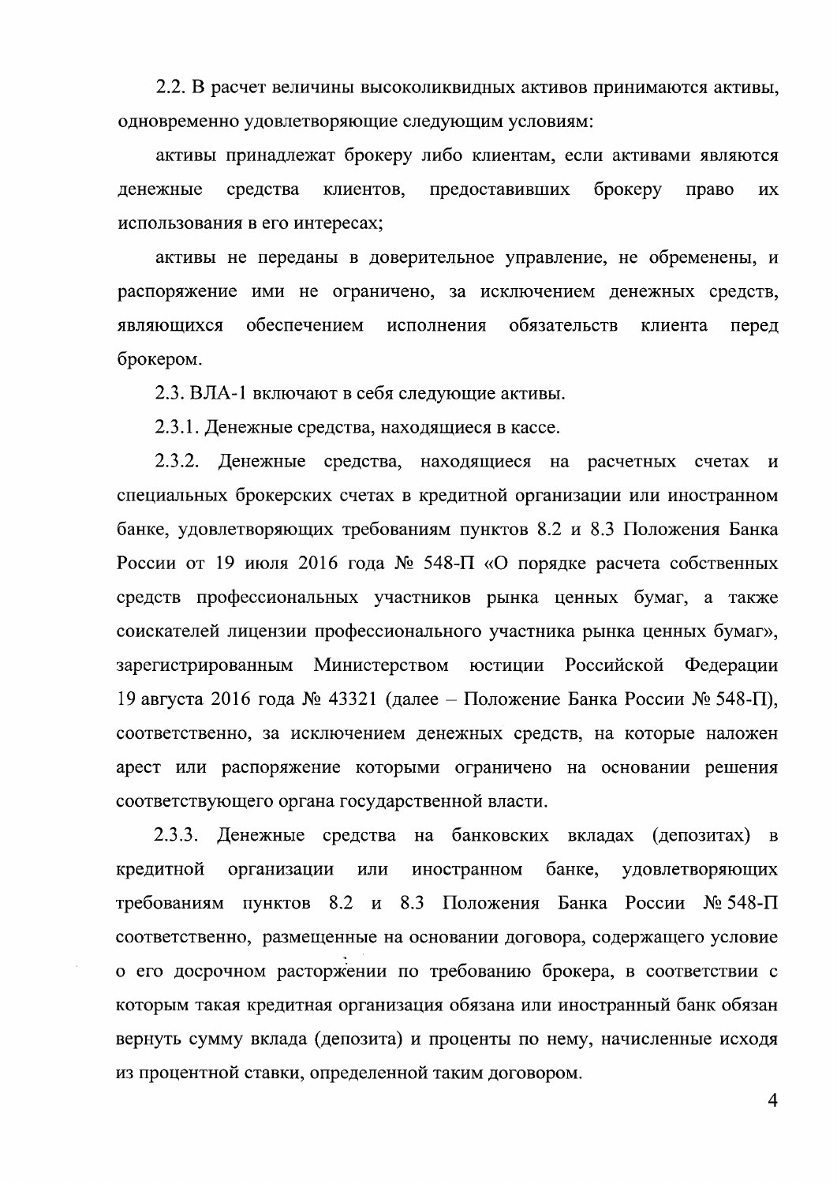2.2. В расчет величины высоколиквидных активов принимаются активы, одновременно удовлетворяющие следующим условиям:

активы принадлежат брокеру либо клиентам, если активами являются денежные средства клиентов, предоставивших брокеру право их использования в его интересах;

активы не переданы в доверительное управление, не обременены, и распоряжение ими не ограничено, за исключением денежных средств, являющихся обеспечением исполнения обязательств клиента перед брокером.

2.3. ВЛА-1 включают в себя следующие активы.

2.3.1. Денежные средства, находящиеся в кассе.

2.3.2. Денежные средства, находящиеся на расчетных счетах и специальных брокерских счетах в кредитной организации или иностранном банке, удовлетворяющих требованиям пунктов 8.2 и 8.3 Положения Банка России от 19 июля 2016 года № 548-П «О порядке расчета собственных средств профессиональных участников рынка ценных бумаг, а также соискателей лицензии профессионального участника рынка ценных бумаг», зарегистрированным Министерством юстиции Российской Федерации 19 августа 2016 года № 43321 (далее – Положение Банка России № 548-П), соответственно, за исключением денежных средств, на которые наложен арест или распоряжение которыми ограничено на основании решения соответствующего органа государственной власти.

2.3.3. Денежные средства на банковских вкладах (депозитах) в кредитной организации или иностранном банке, удовлетворяющих требованиям пунктов 8.2 и 8.3 Положения Банка России № 548-П соответственно, размещенные на основании договора, содержащего условие о его досрочном расторжении по требованию брокера, в соответствии с которым такая кредитная организация обязана или иностранный банк обязан вернуть сумму вклада (депозита) и проценты по нему, начисленные исходя из процентной ставки, определенной таким договором.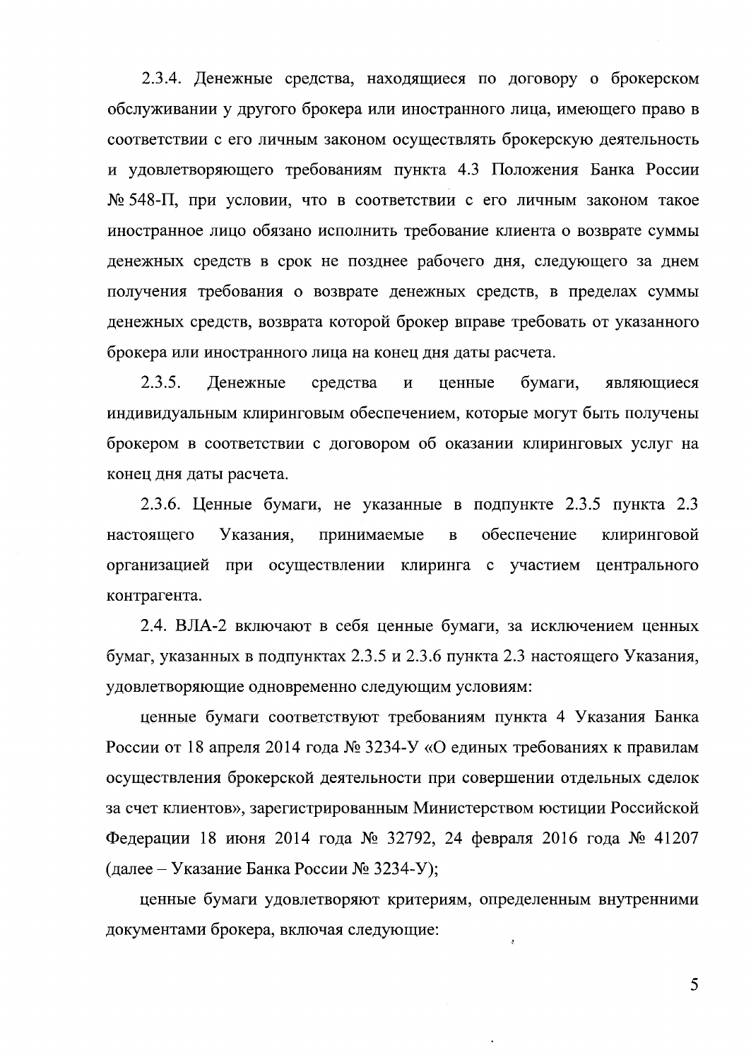2.3.4. Денежные средства, находящиеся по договору о брокерском обслуживании у другого брокера или иностранного лица, имеющего право в соответствии с его личным законом осуществлять брокерскую деятельность и удовлетворяющего требованиям пункта 4.3 Положения Банка России № 548-П, при условии, что в соответствии с его личным законом такое иностранное лицо обязано исполнить требование клиента о возврате суммы денежных средств в срок не позднее рабочего дня, следующего за днем получения требования о возврате денежных средств, в пределах суммы денежных средств, возврата которой брокер вправе требовать от указанного брокера или иностранного лица на конец дня даты расчета.

2.3.5. Денежные средства и ценные бумаги, являющиеся индивидуальным клиринговым обеспечением, которые могут быть получены брокером в соответствии с договором об оказании клиринговых услуг на конец дня даты расчета.

2.3.6. Ценные бумаги, не указанные в подпункте 2.3.5 пункта 2.3 настоящего Указания, принимаемые в обеспечение клиринговой организацией при осуществлении клиринга с участием центрального контрагента.

2.4. ВЛА-2 включают в себя ценные бумаги, за исключением ценных бумаг, указанных в подпунктах 2.3.5 и 2.3.6 пункта 2.3 настоящего Указания, удовлетворяющие одновременно следующим условиям:

ценные бумаги соответствуют требованиям пункта 4 Указания Банка России от 18 апреля 2014 года № 3234-У «О единых требованиях к правилам осуществления брокерской деятельности при совершении отдельных сделок за счет клиентов», зарегистрированным Министерством юстиции Российской Федерации 18 июня 2014 года № 32792, 24 февраля 2016 года № 41207 (далее – Указание Банка России № 3234-У);

ценные бумаги удовлетворяют критериям, определенным внутренними документами брокера, включая следующие: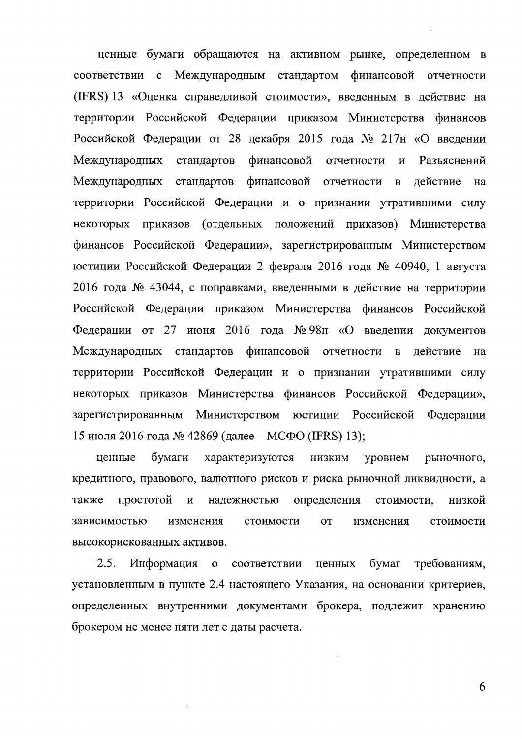ценные бумаги обращаются на активном рынке, определенном в соответствии с Международным стандартом финансовой отчетности (IFRS) 13 «Оценка справедливой стоимости», введенным в действие на территории Российской Федерации приказом Министерства финансов Российской Федерации от 28 декабря 2015 года № 217н «О введении Международных стандартов финансовой отчетности и Разъяснений Международных стандартов финансовой отчетности в действие на территории Российской Федерации и о признании утратившими силу некоторых приказов (отдельных положений приказов) Министерства финансов Российской Федерации», зарегистрированным Министерством юстиции Российской Федерации 2 февраля 2016 года № 40940, 1 августа 2016 года № 43044, с поправками, введенными в действие на территории Российской Федерации приказом Министерства финансов Российской Федерации от 27 июня 2016 года № 98н «О введении документов Международных стандартов финансовой отчетности в действие на территории Российской Федерации и о признании утратившими силу некоторых приказов Министерства финансов Российской Федерации», зарегистрированным Министерством юстиции Российской Федерации 15 июля 2016 года № 42869 (далее – МСФО (IFRS) 13);

ценные бумаги характеризуются низким уровнем рыночного, кредитного, правового, валютного рисков и риска рыночной ликвидности, а также простотой и надежностью определения стоимости, низкой зависимостью изменения стоимости от изменения стоимости высокорискованных активов.

2.5. Информация о соответствии ценных бумаг требованиям, установленным в пункте 2.4 настоящего Указания, на основании критериев, определенных внутренними документами брокера, подлежит хранению брокером не менее пяти лет с даты расчета.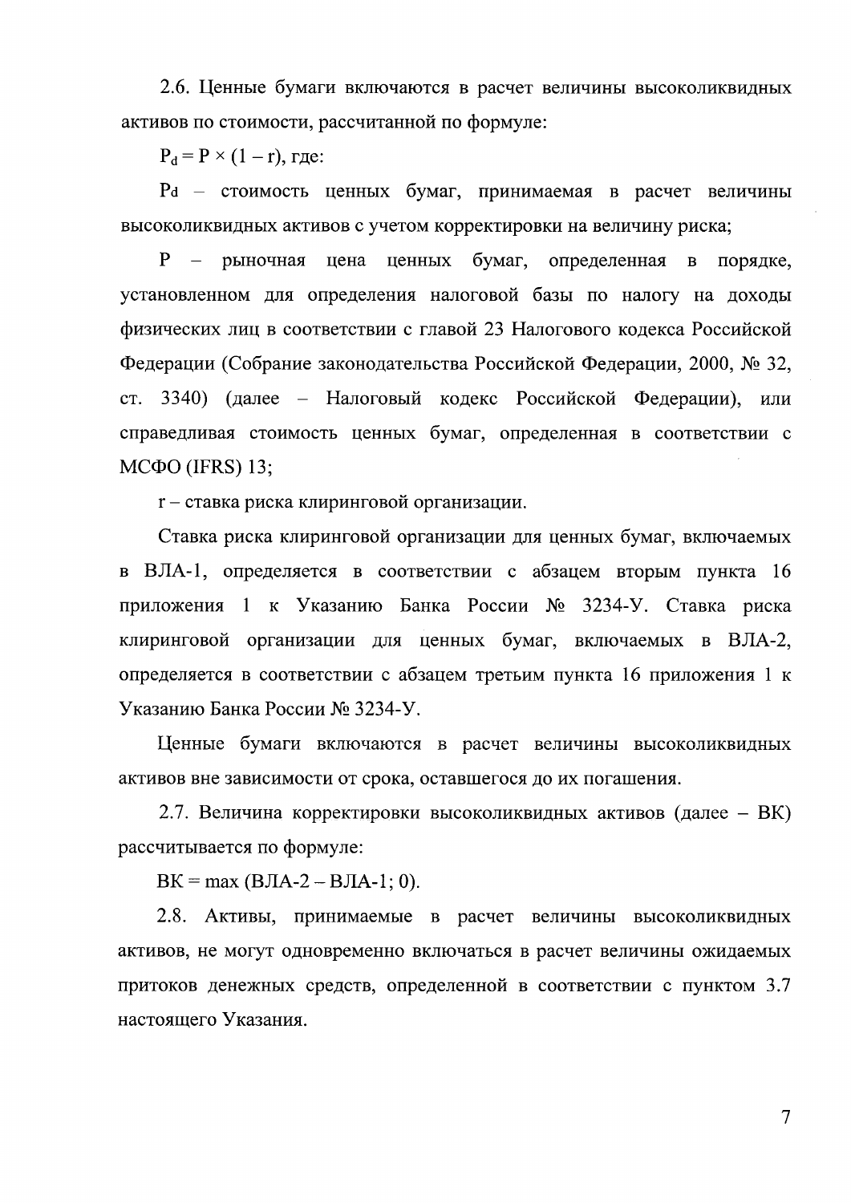2.6. Ценные бумаги включаются в расчет величины высоколиквидных активов по стоимости, рассчитанной по формуле:

$P_d = P \times (1 - r)$, где:

$P_d$ – стоимость ценных бумаг, принимаемая в расчет величины высоколиквидных активов с учетом корректировки на величину риска;

$P$ – рыночная цена ценных бумаг, определенная в порядке, установленном для определения налоговой базы по налогу на доходы физических лиц в соответствии с главой 23 Налогового кодекса Российской Федерации (Собрание законодательства Российской Федерации, 2000, № 32, ст. 3340) (далее – Налоговый кодекс Российской Федерации), или справедливая стоимость ценных бумаг, определенная в соответствии с МСФО (IFRS) 13;

$r$ – ставка риска клиринговой организации.

Ставка риска клиринговой организации для ценных бумаг, включаемых в ВЛА-1, определяется в соответствии с абзацем вторым пункта 16 приложения 1 к Указанию Банка России № 3234-У. Ставка риска клиринговой организации для ценных бумаг, включаемых в ВЛА-2, определяется в соответствии с абзацем третьим пункта 16 приложения 1 к Указанию Банка России № 3234-У.

Ценные бумаги включаются в расчет величины высоколиквидных активов вне зависимости от срока, оставшегося до их погашения.

2.7. Величина корректировки высоколиквидных активов (далее – ВК) рассчитывается по формуле:

$ВК = \max(ВЛА\text{-}2 - ВЛА\text{-}1; 0)$.

2.8. Активы, принимаемые в расчет величины высоколиквидных активов, не могут одновременно включаться в расчет величины ожидаемых притоков денежных средств, определенной в соответствии с пунктом 3.7 настоящего Указания.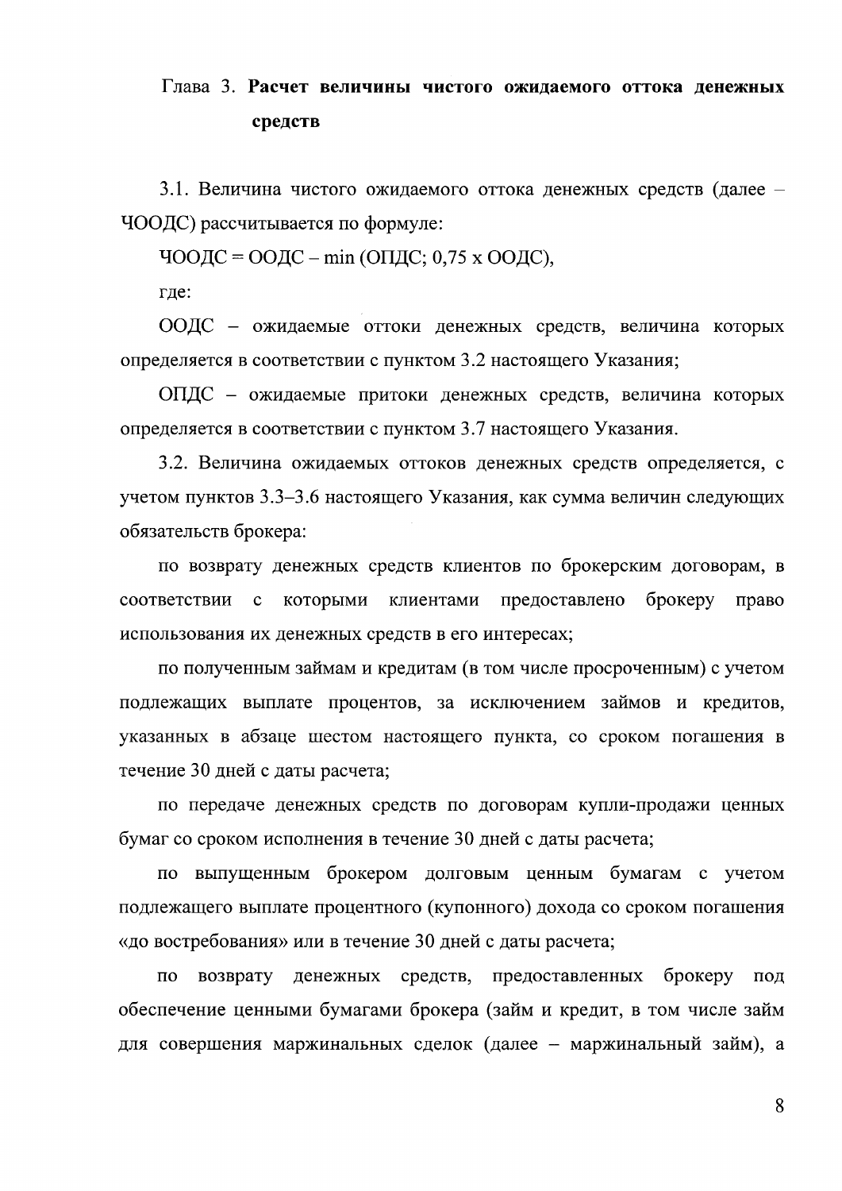## Глава 3. **Расчет величины чистого ожидаемого оттока денежных средств**

3.1. Величина чистого ожидаемого оттока денежных средств (далее – ЧООДС) рассчитывается по формуле:

$$ЧООДС = ООДС - \min(ОПДС;\ 0{,}75 \times ООДС),$$

где:

ООДС – ожидаемые оттоки денежных средств, величина которых определяется в соответствии с пунктом 3.2 настоящего Указания;

ОПДС – ожидаемые притоки денежных средств, величина которых определяется в соответствии с пунктом 3.7 настоящего Указания.

3.2. Величина ожидаемых оттоков денежных средств определяется, с учетом пунктов 3.3–3.6 настоящего Указания, как сумма величин следующих обязательств брокера:

по возврату денежных средств клиентов по брокерским договорам, в соответствии с которыми клиентами предоставлено брокеру право использования их денежных средств в его интересах;

по полученным займам и кредитам (в том числе просроченным) с учетом подлежащих выплате процентов, за исключением займов и кредитов, указанных в абзаце шестом настоящего пункта, со сроком погашения в течение 30 дней с даты расчета;

по передаче денежных средств по договорам купли-продажи ценных бумаг со сроком исполнения в течение 30 дней с даты расчета;

по выпущенным брокером долговым ценным бумагам с учетом подлежащего выплате процентного (купонного) дохода со сроком погашения «до востребования» или в течение 30 дней с даты расчета;

по возврату денежных средств, предоставленных брокеру под обеспечение ценными бумагами брокера (займ и кредит, в том числе займ для совершения маржинальных сделок (далее – маржинальный займ), а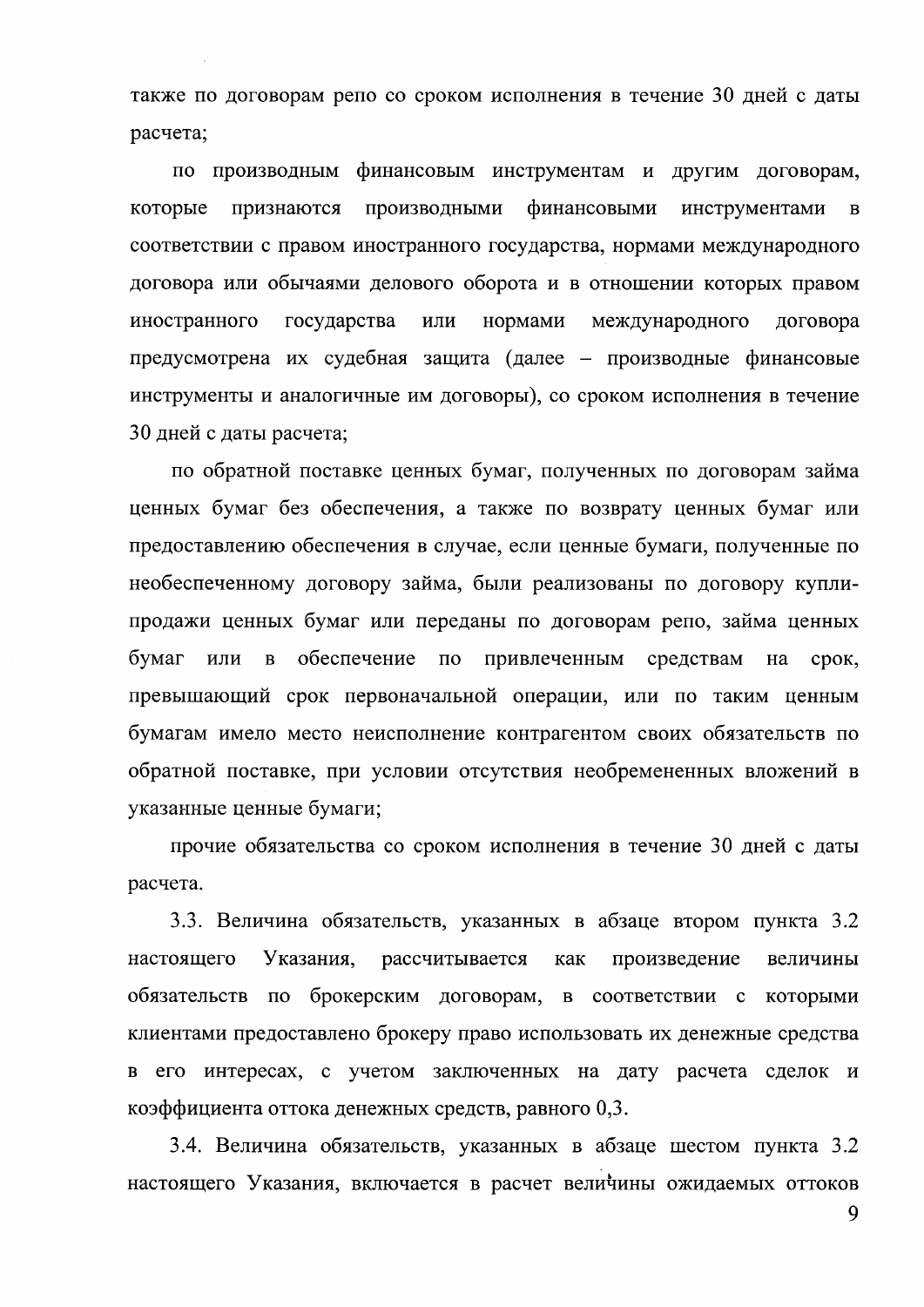также по договорам репо со сроком исполнения в течение 30 дней с даты расчета;

по производным финансовым инструментам и другим договорам, которые признаются производными финансовыми инструментами в соответствии с правом иностранного государства, нормами международного договора или обычаями делового оборота и в отношении которых правом иностранного государства или нормами международного договора предусмотрена их судебная защита (далее – производные финансовые инструменты и аналогичные им договоры), со сроком исполнения в течение 30 дней с даты расчета;

по обратной поставке ценных бумаг, полученных по договорам займа ценных бумаг без обеспечения, а также по возврату ценных бумаг или предоставлению обеспечения в случае, если ценные бумаги, полученные по необеспеченному договору займа, были реализованы по договору купли-продажи ценных бумаг или переданы по договорам репо, займа ценных бумаг или в обеспечение по привлеченным средствам на срок, превышающий срок первоначальной операции, или по таким ценным бумагам имело место неисполнение контрагентом своих обязательств по обратной поставке, при условии отсутствия необремененных вложений в указанные ценные бумаги;

прочие обязательства со сроком исполнения в течение 30 дней с даты расчета.

3.3. Величина обязательств, указанных в абзаце втором пункта 3.2 настоящего Указания, рассчитывается как произведение величины обязательств по брокерским договорам, в соответствии с которыми клиентами предоставлено брокеру право использовать их денежные средства в его интересах, с учетом заключенных на дату расчета сделок и коэффициента оттока денежных средств, равного 0,3.

3.4. Величина обязательств, указанных в абзаце шестом пункта 3.2 настоящего Указания, включается в расчет величины ожидаемых оттоков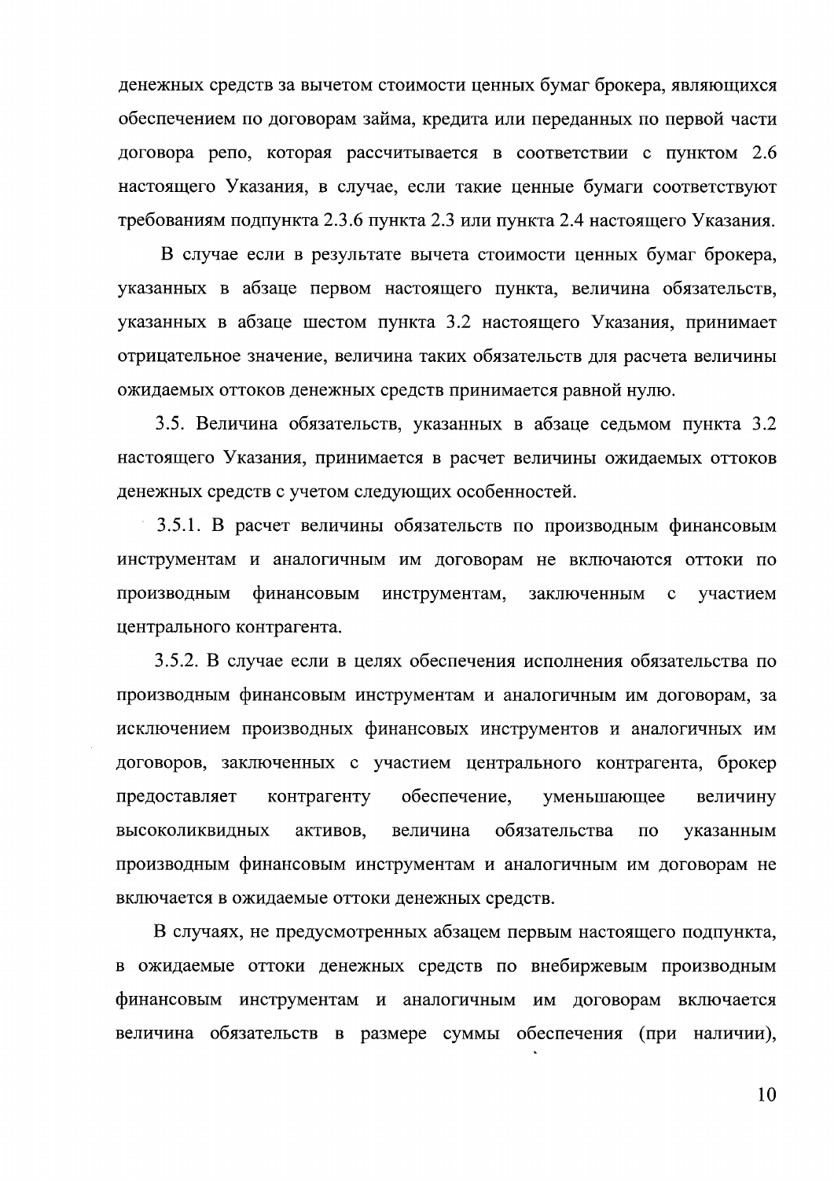денежных средств за вычетом стоимости ценных бумаг брокера, являющихся обеспечением по договорам займа, кредита или переданных по первой части договора репо, которая рассчитывается в соответствии с пунктом 2.6 настоящего Указания, в случае, если такие ценные бумаги соответствуют требованиям подпункта 2.3.6 пункта 2.3 или пункта 2.4 настоящего Указания.

В случае если в результате вычета стоимости ценных бумаг брокера, указанных в абзаце первом настоящего пункта, величина обязательств, указанных в абзаце шестом пункта 3.2 настоящего Указания, принимает отрицательное значение, величина таких обязательств для расчета величины ожидаемых оттоков денежных средств принимается равной нулю.

3.5. Величина обязательств, указанных в абзаце седьмом пункта 3.2 настоящего Указания, принимается в расчет величины ожидаемых оттоков денежных средств с учетом следующих особенностей.

3.5.1. В расчет величины обязательств по производным финансовым инструментам и аналогичным им договорам не включаются оттоки по производным финансовым инструментам, заключенным с участием центрального контрагента.

3.5.2. В случае если в целях обеспечения исполнения обязательства по производным финансовым инструментам и аналогичным им договорам, за исключением производных финансовых инструментов и аналогичных им договоров, заключенных с участием центрального контрагента, брокер предоставляет контрагенту обеспечение, уменьшающее величину высоколиквидных активов, величина обязательства по указанным производным финансовым инструментам и аналогичным им договорам не включается в ожидаемые оттоки денежных средств.

В случаях, не предусмотренных абзацем первым настоящего подпункта, в ожидаемые оттоки денежных средств по внебиржевым производным финансовым инструментам и аналогичным им договорам включается величина обязательств в размере суммы обеспечения (при наличии),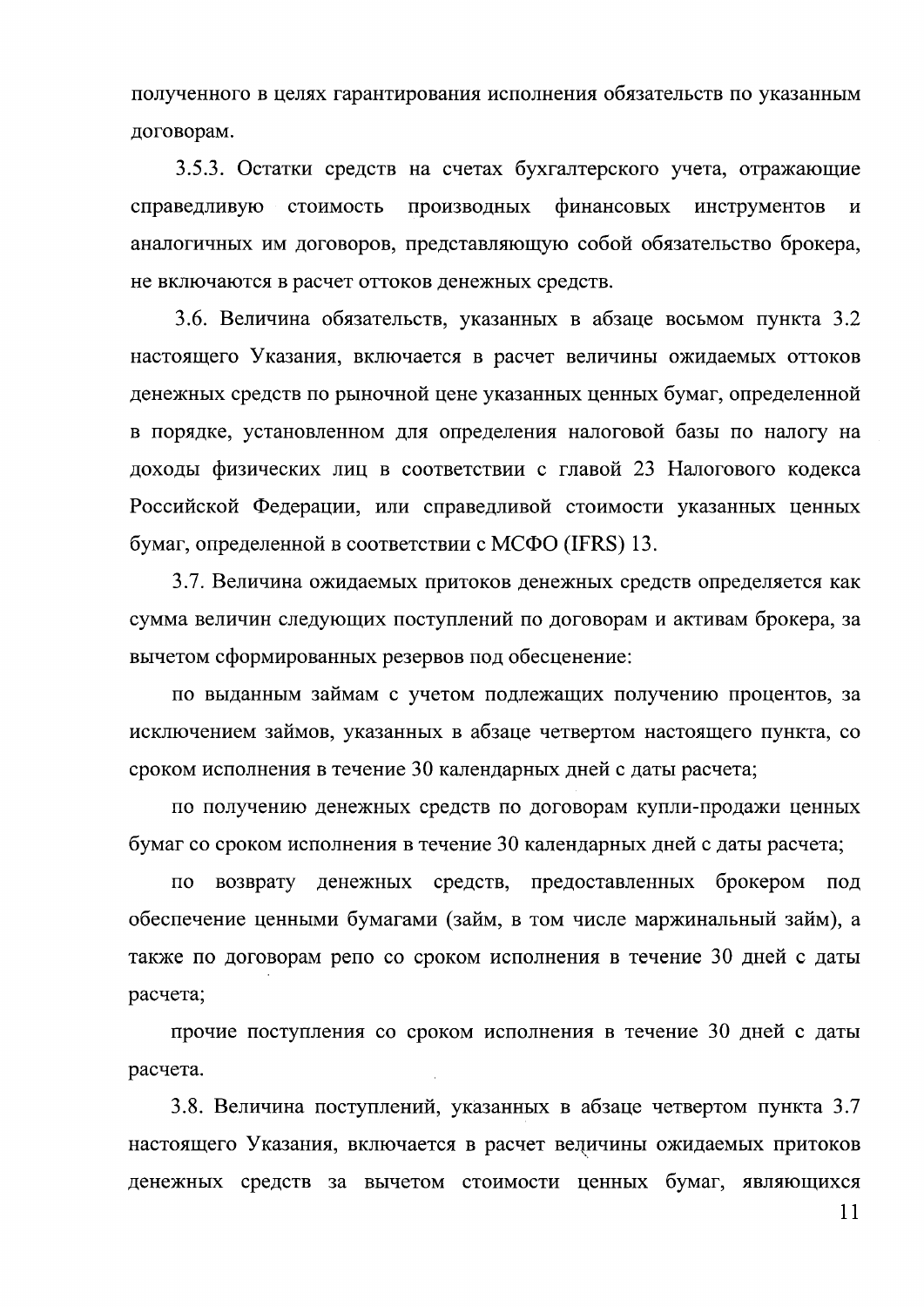полученного в целях гарантирования исполнения обязательств по указанным договорам.

3.5.3. Остатки средств на счетах бухгалтерского учета, отражающие справедливую стоимость производных финансовых инструментов и аналогичных им договоров, представляющую собой обязательство брокера, не включаются в расчет оттоков денежных средств.

3.6. Величина обязательств, указанных в абзаце восьмом пункта 3.2 настоящего Указания, включается в расчет величины ожидаемых оттоков денежных средств по рыночной цене указанных ценных бумаг, определенной в порядке, установленном для определения налоговой базы по налогу на доходы физических лиц в соответствии с главой 23 Налогового кодекса Российской Федерации, или справедливой стоимости указанных ценных бумаг, определенной в соответствии с МСФО (IFRS) 13.

3.7. Величина ожидаемых притоков денежных средств определяется как сумма величин следующих поступлений по договорам и активам брокера, за вычетом сформированных резервов под обесценение:

по выданным займам с учетом подлежащих получению процентов, за исключением займов, указанных в абзаце четвертом настоящего пункта, со сроком исполнения в течение 30 календарных дней с даты расчета;

по получению денежных средств по договорам купли-продажи ценных бумаг со сроком исполнения в течение 30 календарных дней с даты расчета;

по возврату денежных средств, предоставленных брокером под обеспечение ценными бумагами (займ, в том числе маржинальный займ), а также по договорам репо со сроком исполнения в течение 30 дней с даты расчета;

прочие поступления со сроком исполнения в течение 30 дней с даты расчета.

3.8. Величина поступлений, указанных в абзаце четвертом пункта 3.7 настоящего Указания, включается в расчет величины ожидаемых притоков денежных средств за вычетом стоимости ценных бумаг, являющихся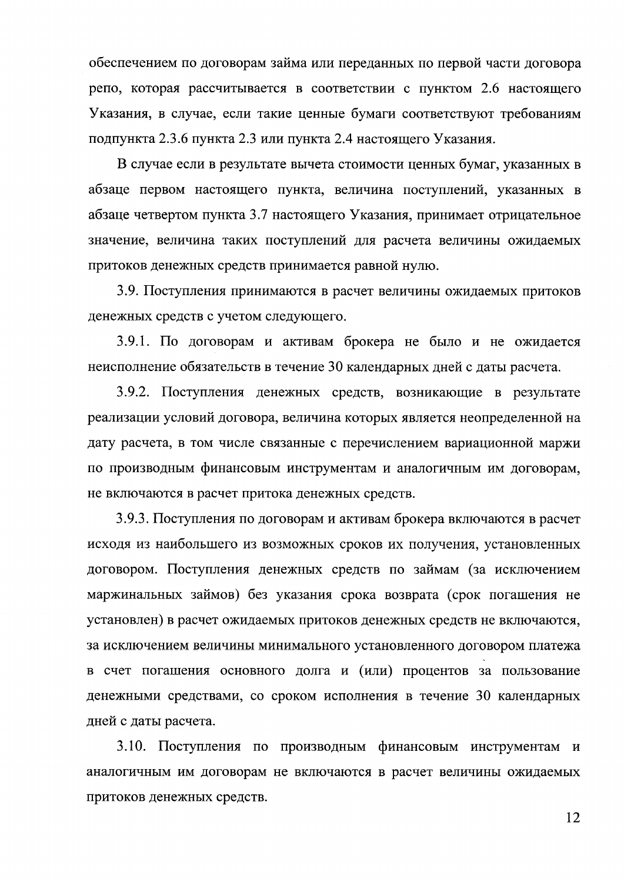обеспечением по договорам займа или переданных по первой части договора репо, которая рассчитывается в соответствии с пунктом 2.6 настоящего Указания, в случае, если такие ценные бумаги соответствуют требованиям подпункта 2.3.6 пункта 2.3 или пункта 2.4 настоящего Указания.

В случае если в результате вычета стоимости ценных бумаг, указанных в абзаце первом настоящего пункта, величина поступлений, указанных в абзаце четвертом пункта 3.7 настоящего Указания, принимает отрицательное значение, величина таких поступлений для расчета величины ожидаемых притоков денежных средств принимается равной нулю.

3.9. Поступления принимаются в расчет величины ожидаемых притоков денежных средств с учетом следующего.

3.9.1. По договорам и активам брокера не было и не ожидается неисполнение обязательств в течение 30 календарных дней с даты расчета.

3.9.2. Поступления денежных средств, возникающие в результате реализации условий договора, величина которых является неопределенной на дату расчета, в том числе связанные с перечислением вариационной маржи по производным финансовым инструментам и аналогичным им договорам, не включаются в расчет притока денежных средств.

3.9.3. Поступления по договорам и активам брокера включаются в расчет исходя из наибольшего из возможных сроков их получения, установленных договором. Поступления денежных средств по займам (за исключением маржинальных займов) без указания срока возврата (срок погашения не установлен) в расчет ожидаемых притоков денежных средств не включаются, за исключением величины минимального установленного договором платежа в счет погашения основного долга и (или) процентов за пользование денежными средствами, со сроком исполнения в течение 30 календарных дней с даты расчета.

3.10. Поступления по производным финансовым инструментам и аналогичным им договорам не включаются в расчет величины ожидаемых притоков денежных средств.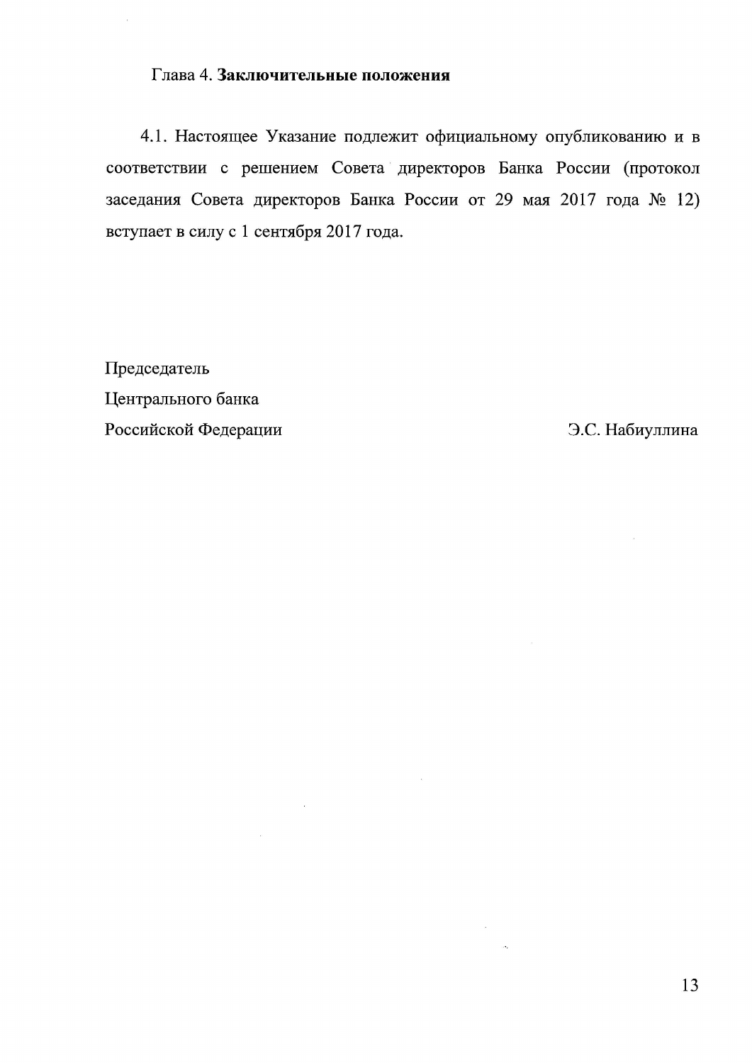## Глава 4. **Заключительные положения**

4.1. Настоящее Указание подлежит официальному опубликованию и в соответствии с решением Совета директоров Банка России (протокол заседания Совета директоров Банка России от 29 мая 2017 года № 12) вступает в силу с 1 сентября 2017 года.

Председатель
Центрального банка
Российской Федерации Э.С. Набиуллина